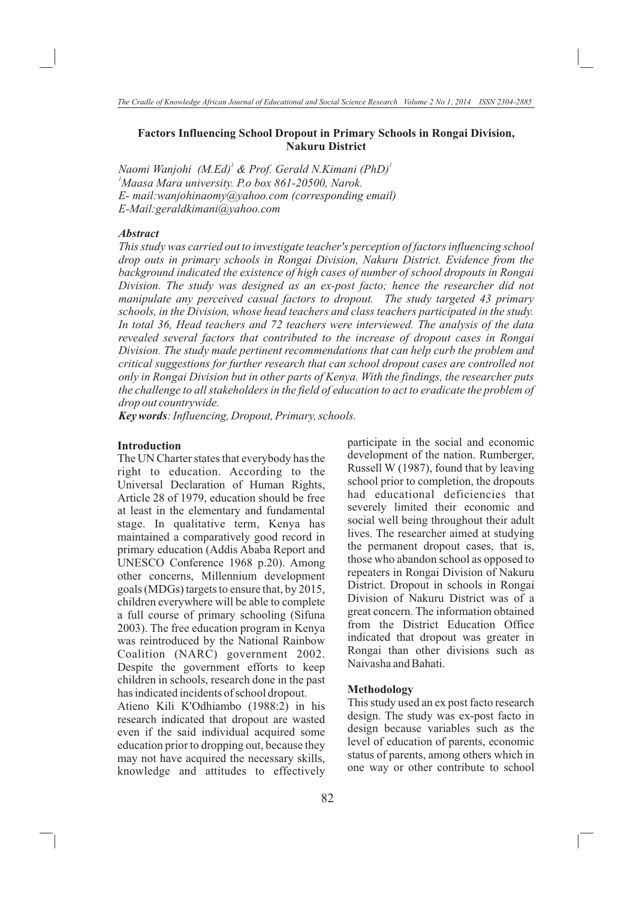# Factors Influencing School Dropout in Primary Schools in Rongai Division, Nakuru District

*Naomi Wanjohi (M.Ed)[1] & Prof. Gerald N.Kimani (PhD)[1]*
*[1]Maasa Mara university. P.o box 861-20500, Narok.*
*E- mail:wanjohinaomy@yahoo.com (corresponding email)*
*E-Mail:geraldkimani@yahoo.com*

### *Abstract*

*This study was carried out to investigate teacher's perception of factors influencing school drop outs in primary schools in Rongai Division, Nakuru District. Evidence from the background indicated the existence of high cases of number of school dropouts in Rongai Division. The study was designed as an ex-post facto; hence the researcher did not manipulate any perceived casual factors to dropout. The study targeted 43 primary schools, in the Division, whose head teachers and class teachers participated in the study. In total 36, Head teachers and 72 teachers were interviewed. The analysis of the data revealed several factors that contributed to the increase of dropout cases in Rongai Division. The study made pertinent recommendations that can help curb the problem and critical suggestions for further research that can school dropout cases are controlled not only in Rongai Division but in other parts of Kenya. With the findings, the researcher puts the challenge to all stakeholders in the field of education to act to eradicate the problem of drop out countrywide.*

***Key words**: Influencing, Dropout, Primary, schools.*

### Introduction

The UN Charter states that everybody has the right to education. According to the Universal Declaration of Human Rights, Article 28 of 1979, education should be free at least in the elementary and fundamental stage. In qualitative term, Kenya has maintained a comparatively good record in primary education (Addis Ababa Report and UNESCO Conference 1968 p.20). Among other concerns, Millennium development goals (MDGs) targets to ensure that, by 2015, children everywhere will be able to complete a full course of primary schooling (Sifuna 2003). The free education program in Kenya was reintroduced by the National Rainbow Coalition (NARC) government 2002. Despite the government efforts to keep children in schools, research done in the past has indicated incidents of school dropout.

Atieno Kili K'Odhiambo (1988:2) in his research indicated that dropout are wasted even if the said individual acquired some education prior to dropping out, because they may not have acquired the necessary skills, knowledge and attitudes to effectively participate in the social and economic development of the nation. Rumberger, Russell W (1987), found that by leaving school prior to completion, the dropouts had educational deficiencies that severely limited their economic and social well being throughout their adult lives. The researcher aimed at studying the permanent dropout cases, that is, those who abandon school as opposed to repeaters in Rongai Division of Nakuru District. Dropout in schools in Rongai Division of Nakuru District was of a great concern. The information obtained from the District Education Office indicated that dropout was greater in Rongai than other divisions such as Naivasha and Bahati.

### Methodology

This study used an ex post facto research design. The study was ex-post facto in design because variables such as the level of education of parents, economic status of parents, among others which in one way or other contribute to school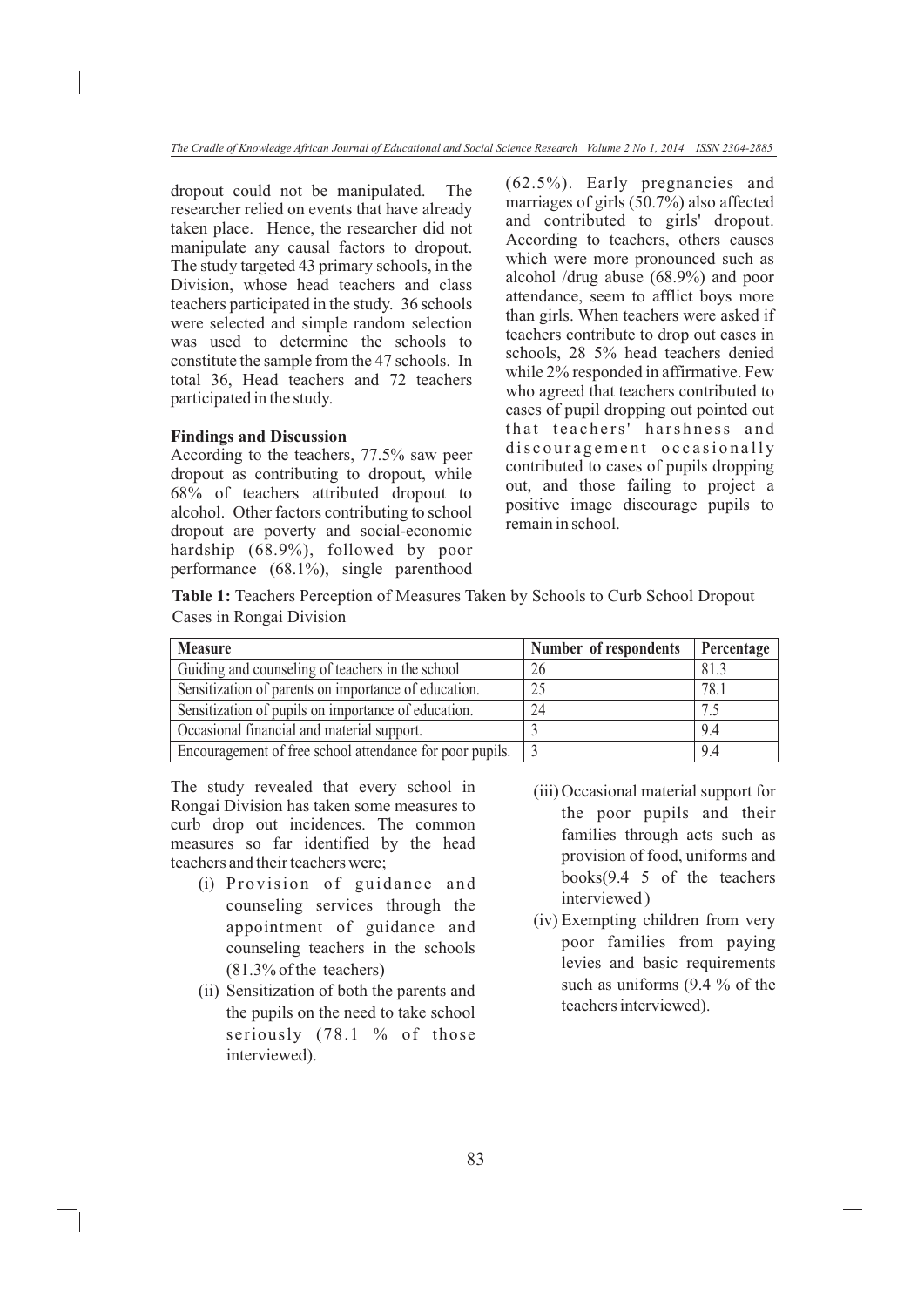dropout could not be manipulated. The researcher relied on events that have already taken place. Hence, the researcher did not manipulate any causal factors to dropout. The study targeted 43 primary schools, in the Division, whose head teachers and class teachers participated in the study. 36 schools were selected and simple random selection was used to determine the schools to constitute the sample from the 47 schools. In total 36, Head teachers and 72 teachers participated in the study.

**Findings and Discussion**

According to the teachers, 77.5% saw peer dropout as contributing to dropout, while 68% of teachers attributed dropout to alcohol. Other factors contributing to school dropout are poverty and social-economic hardship (68.9%), followed by poor performance (68.1%), single parenthood (62.5%). Early pregnancies and marriages of girls (50.7%) also affected and contributed to girls' dropout. According to teachers, others causes which were more pronounced such as alcohol /drug abuse (68.9%) and poor attendance, seem to afflict boys more than girls. When teachers were asked if teachers contribute to drop out cases in schools, 28 5% head teachers denied while 2% responded in affirmative. Few who agreed that teachers contributed to cases of pupil dropping out pointed out that teachers' harshness and discouragement occasionally contributed to cases of pupils dropping out, and those failing to project a positive image discourage pupils to remain in school.

**Table 1:** Teachers Perception of Measures Taken by Schools to Curb School Dropout Cases in Rongai Division

| Measure | Number of respondents | Percentage |
|---|---|---|
| Guiding and counseling of teachers in the school | 26 | 81.3 |
| Sensitization of parents on importance of education. | 25 | 78.1 |
| Sensitization of pupils on importance of education. | 24 | 7.5 |
| Occasional financial and material support. | 3 | 9.4 |
| Encouragement of free school attendance for poor pupils. | 3 | 9.4 |

The study revealed that every school in Rongai Division has taken some measures to curb drop out incidences. The common measures so far identified by the head teachers and their teachers were;

(i) Provision of guidance and counseling services through the appointment of guidance and counseling teachers in the schools (81.3% of the teachers)

(ii) Sensitization of both the parents and the pupils on the need to take school seriously (78.1 % of those interviewed).

(iii) Occasional material support for the poor pupils and their families through acts such as provision of food, uniforms and books(9.4 5 of the teachers interviewed )

(iv) Exempting children from very poor families from paying levies and basic requirements such as uniforms (9.4 % of the teachers interviewed).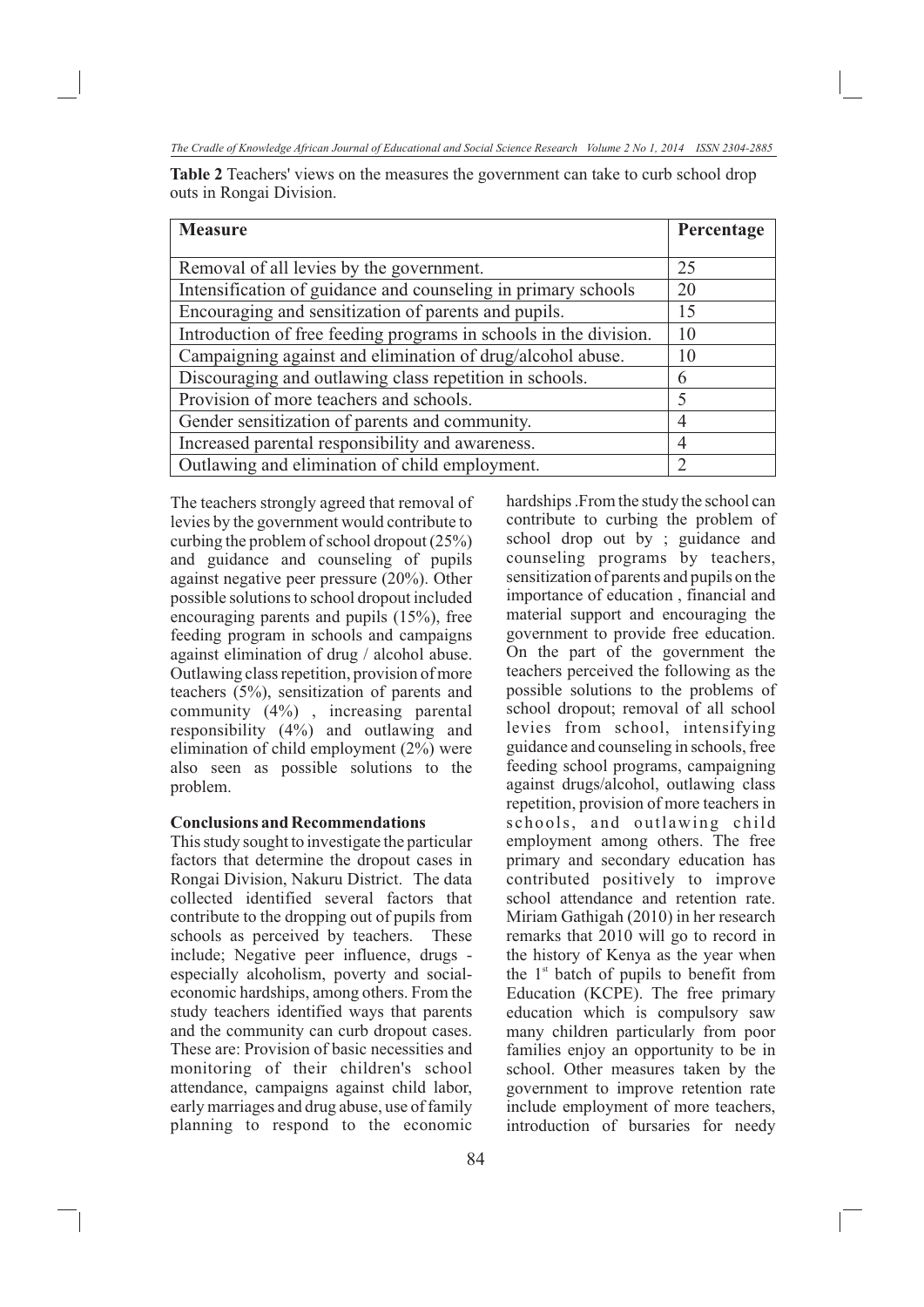**Table 2** Teachers' views on the measures the government can take to curb school drop outs in Rongai Division.

| Measure | Percentage |
|---|---|
| Removal of all levies by the government. | 25 |
| Intensification of guidance and counseling in primary schools | 20 |
| Encouraging and sensitization of parents and pupils. | 15 |
| Introduction of free feeding programs in schools in the division. | 10 |
| Campaigning against and elimination of drug/alcohol abuse. | 10 |
| Discouraging and outlawing class repetition in schools. | 6 |
| Provision of more teachers and schools. | 5 |
| Gender sensitization of parents and community. | 4 |
| Increased parental responsibility and awareness. | 4 |
| Outlawing and elimination of child employment. | 2 |

The teachers strongly agreed that removal of levies by the government would contribute to curbing the problem of school dropout (25%) and guidance and counseling of pupils against negative peer pressure (20%). Other possible solutions to school dropout included encouraging parents and pupils (15%), free feeding program in schools and campaigns against elimination of drug / alcohol abuse. Outlawing class repetition, provision of more teachers (5%), sensitization of parents and community (4%) , increasing parental responsibility (4%) and outlawing and elimination of child employment (2%) were also seen as possible solutions to the problem.

**Conclusions and Recommendations**

This study sought to investigate the particular factors that determine the dropout cases in Rongai Division, Nakuru District. The data collected identified several factors that contribute to the dropping out of pupils from schools as perceived by teachers. These include; Negative peer influence, drugs - especially alcoholism, poverty and social-economic hardships, among others. From the study teachers identified ways that parents and the community can curb dropout cases. These are: Provision of basic necessities and monitoring of their children's school attendance, campaigns against child labor, early marriages and drug abuse, use of family planning to respond to the economic hardships .From the study the school can contribute to curbing the problem of school drop out by ; guidance and counseling programs by teachers, sensitization of parents and pupils on the importance of education , financial and material support and encouraging the government to provide free education. On the part of the government the teachers perceived the following as the possible solutions to the problems of school dropout; removal of all school levies from school, intensifying guidance and counseling in schools, free feeding school programs, campaigning against drugs/alcohol, outlawing class repetition, provision of more teachers in schools, and outlawing child employment among others. The free primary and secondary education has contributed positively to improve school attendance and retention rate. Miriam Gathigah (2010) in her research remarks that 2010 will go to record in the history of Kenya as the year when the 1st batch of pupils to benefit from Education (KCPE). The free primary education which is compulsory saw many children particularly from poor families enjoy an opportunity to be in school. Other measures taken by the government to improve retention rate include employment of more teachers, introduction of bursaries for needy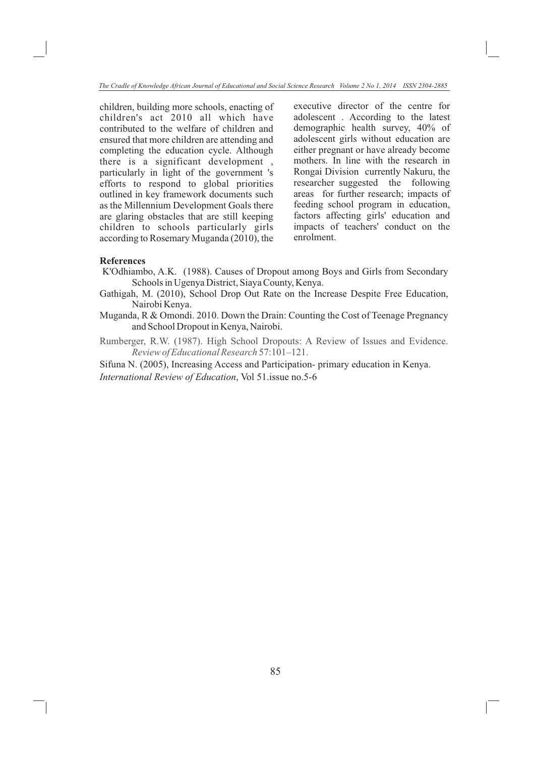children, building more schools, enacting of children's act 2010 all which have contributed to the welfare of children and ensured that more children are attending and completing the education cycle. Although there is a significant development , particularly in light of the government 's efforts to respond to global priorities outlined in key framework documents such as the Millennium Development Goals there are glaring obstacles that are still keeping children to schools particularly girls according to Rosemary Muganda (2010), the executive director of the centre for adolescent . According to the latest demographic health survey, 40% of adolescent girls without education are either pregnant or have already become mothers. In line with the research in Rongai Division currently Nakuru, the researcher suggested the following areas for further research; impacts of feeding school program in education, factors affecting girls' education and impacts of teachers' conduct on the enrolment.

**References**

K'Odhiambo, A.K. (1988). Causes of Dropout among Boys and Girls from Secondary Schools in Ugenya District, Siaya County, Kenya.

Gathigah, M. (2010), School Drop Out Rate on the Increase Despite Free Education, Nairobi Kenya.

Muganda, R & Omondi. 2010. Down the Drain: Counting the Cost of Teenage Pregnancy and School Dropout in Kenya, Nairobi.

Rumberger, R.W. (1987). High School Dropouts: A Review of Issues and Evidence. *Review of Educational Research* 57:101–121.

Sifuna N. (2005), Increasing Access and Participation- primary education in Kenya. *International Review of Education*, Vol 51.issue no.5-6